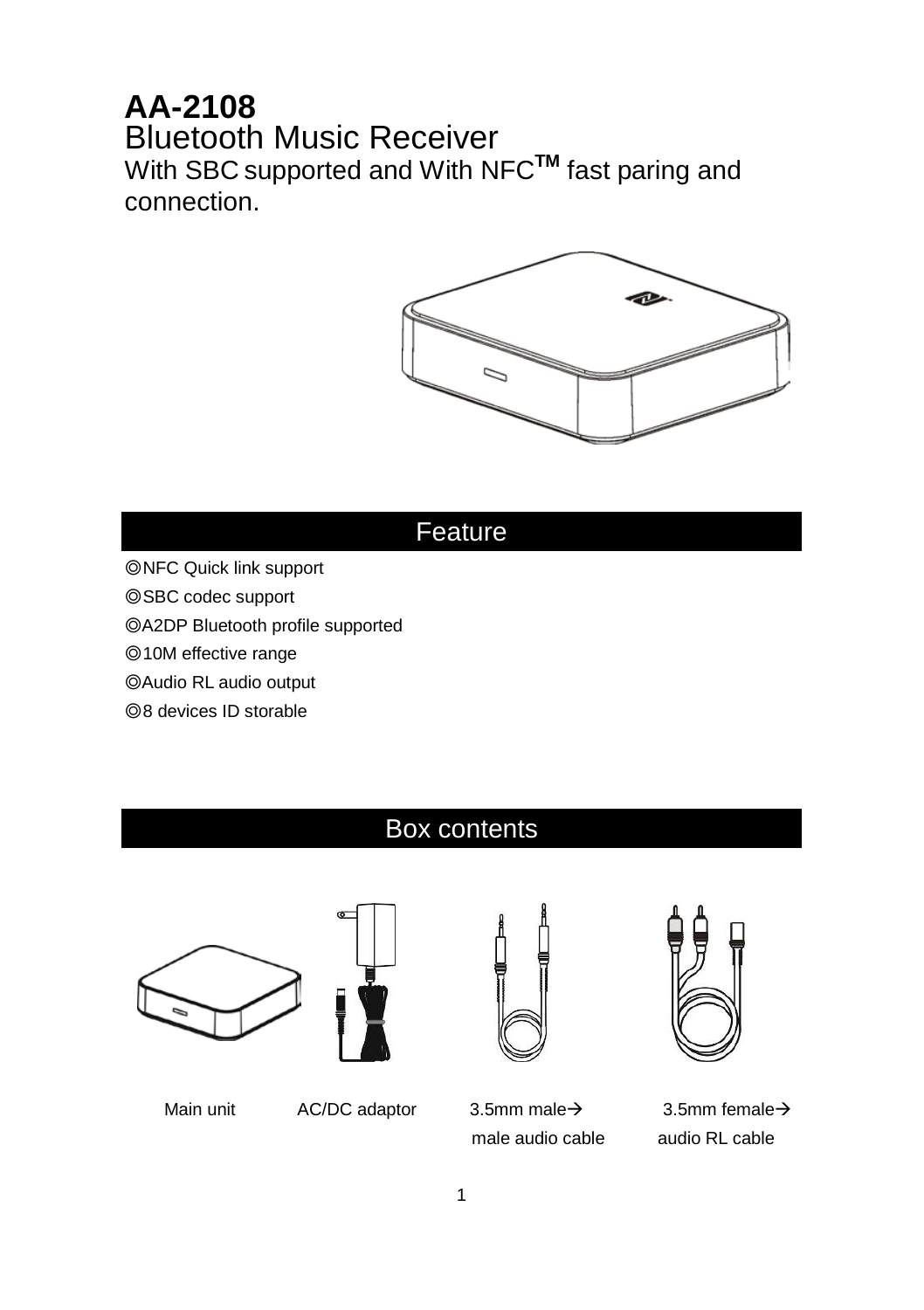# AA-2108

## Bluetooth Music Receiver

With SBC supported and With NFC™ fast paring and connection.

## Feature

◎NFC Quick link support

◎SBC codec support

◎A2DP Bluetooth profile supported

◎10M effective range

◎Audio RL audio output

◎8 devices ID storable

## Box contents

Main unit

AC/DC adaptor

3.5mm male→ male audio cable

3.5mm female→ audio RL cable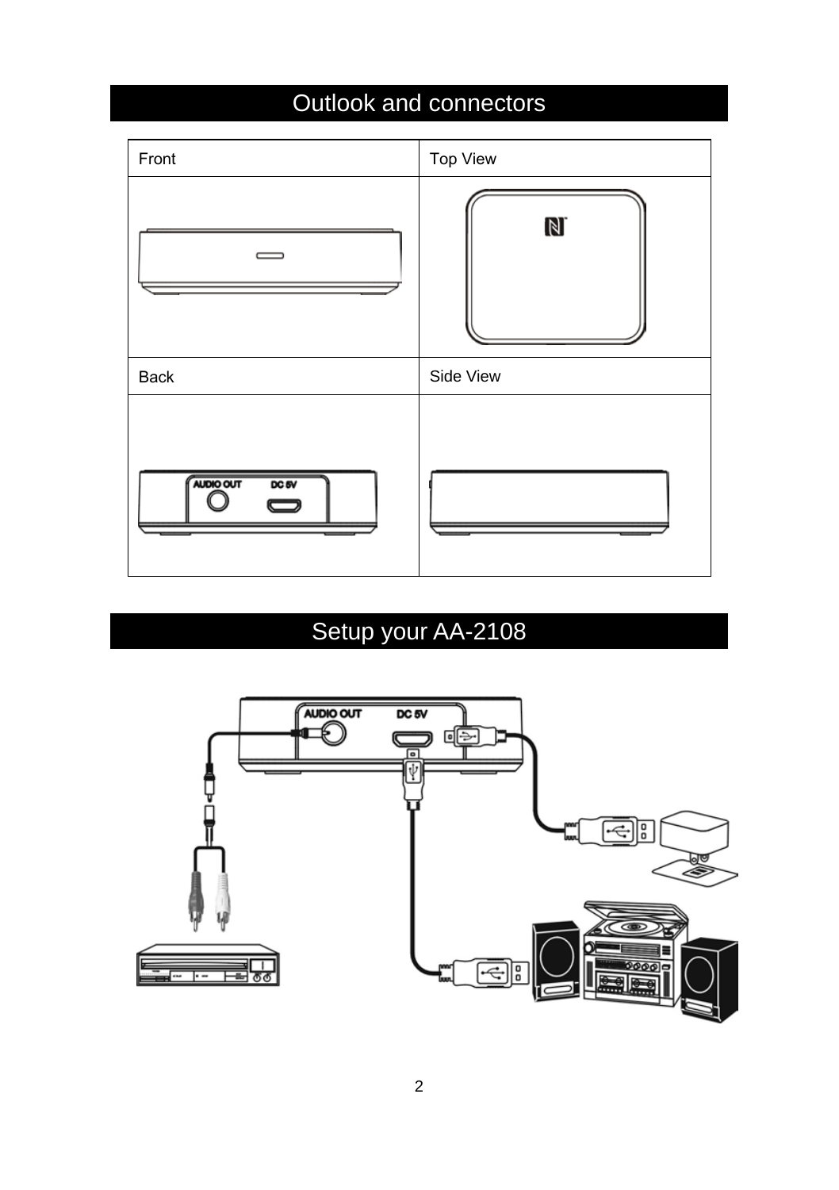# Outlook and connectors

| Front | Top View |
| --- | --- |
| | |
| **Back** | **Side View** |
| AUDIO OUT    DC 5V | |

# Setup your AA-2108

AUDIO OUT    DC 5V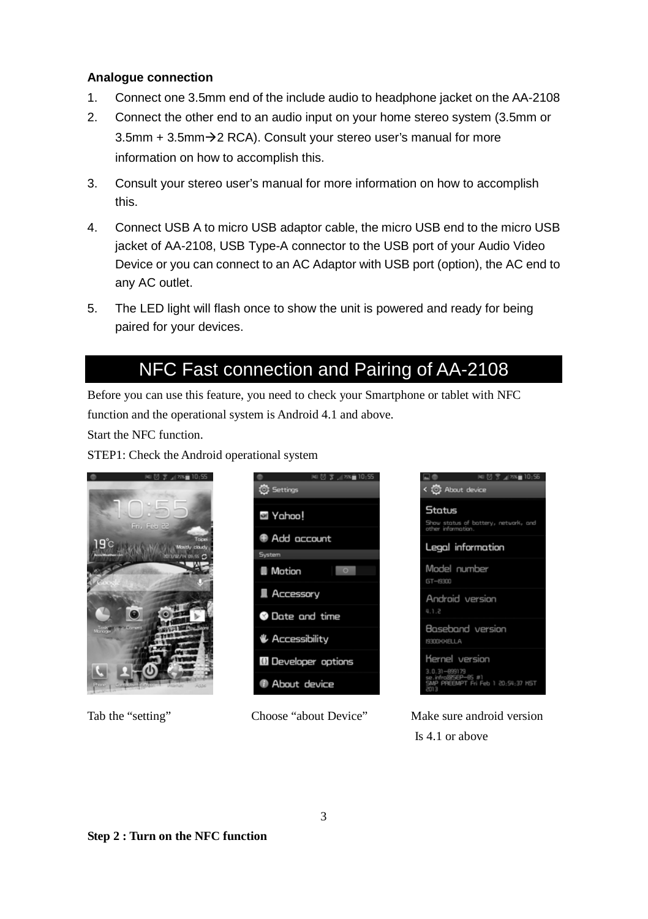**Analogue connection**

1. Connect one 3.5mm end of the include audio to headphone jacket on the AA-2108
2. Connect the other end to an audio input on your home stereo system (3.5mm or 3.5mm + 3.5mm→2 RCA). Consult your stereo user's manual for more information on how to accomplish this.
3. Consult your stereo user's manual for more information on how to accomplish this.
4. Connect USB A to micro USB adaptor cable, the micro USB end to the micro USB jacket of AA-2108, USB Type-A connector to the USB port of your Audio Video Device or you can connect to an AC Adaptor with USB port (option), the AC end to any AC outlet.
5. The LED light will flash once to show the unit is powered and ready for being paired for your devices.

## NFC Fast connection and Pairing of AA-2108

Before you can use this feature, you need to check your Smartphone or tablet with NFC function and the operational system is Android 4.1 and above.

Start the NFC function.

STEP1: Check the Android operational system

Tab the "setting"

Choose "about Device"

Make sure android version Is 4.1 or above

**Step 2 : Turn on the NFC function**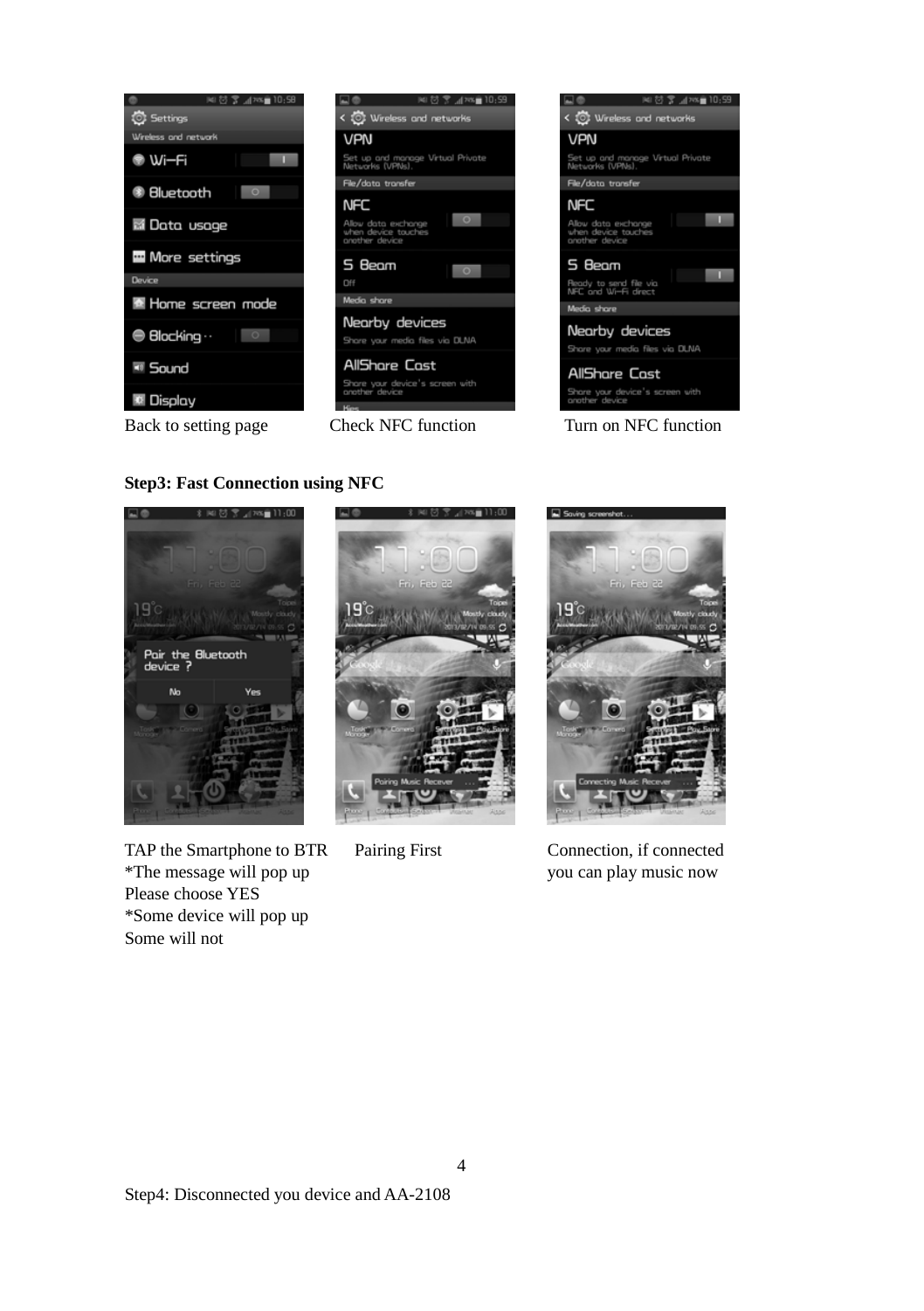Back to setting page Check NFC function Turn on NFC function

**Step3: Fast Connection using NFC**

TAP the Smartphone to BTR
*The message will pop up
Please choose YES
*Some device will pop up
Some will not

Pairing First

Connection, if connected you can play music now

Step4: Disconnected you device and AA-2108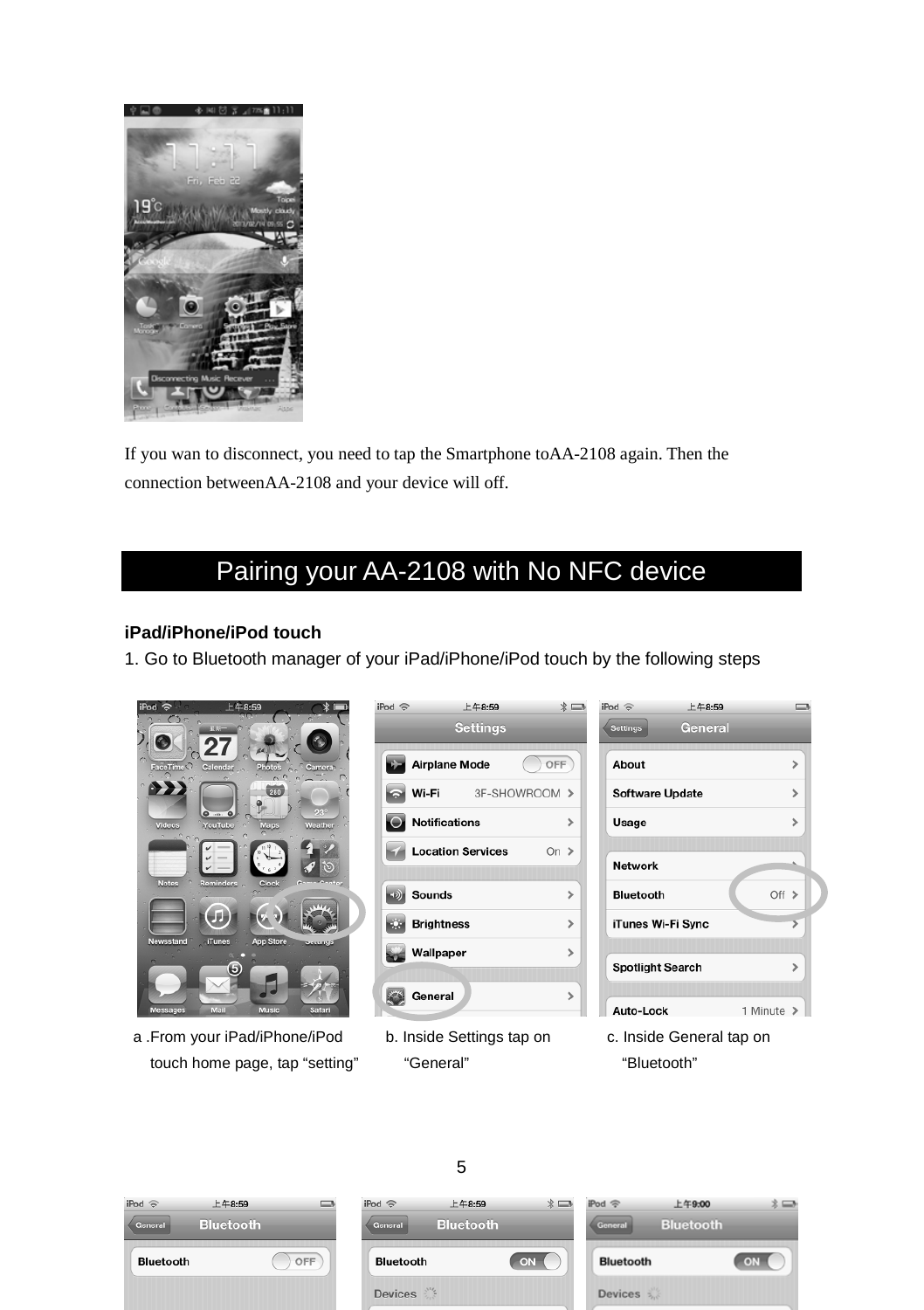If you wan to disconnect, you need to tap the Smartphone toAA-2108 again. Then the connection betweenAA-2108 and your device will off.

## Pairing your AA-2108 with No NFC device

**iPad/iPhone/iPod touch**

1. Go to Bluetooth manager of your iPad/iPhone/iPod touch by the following steps

a .From your iPad/iPhone/iPod touch home page, tap “setting”

b. Inside Settings tap on “General”

c. Inside General tap on “Bluetooth”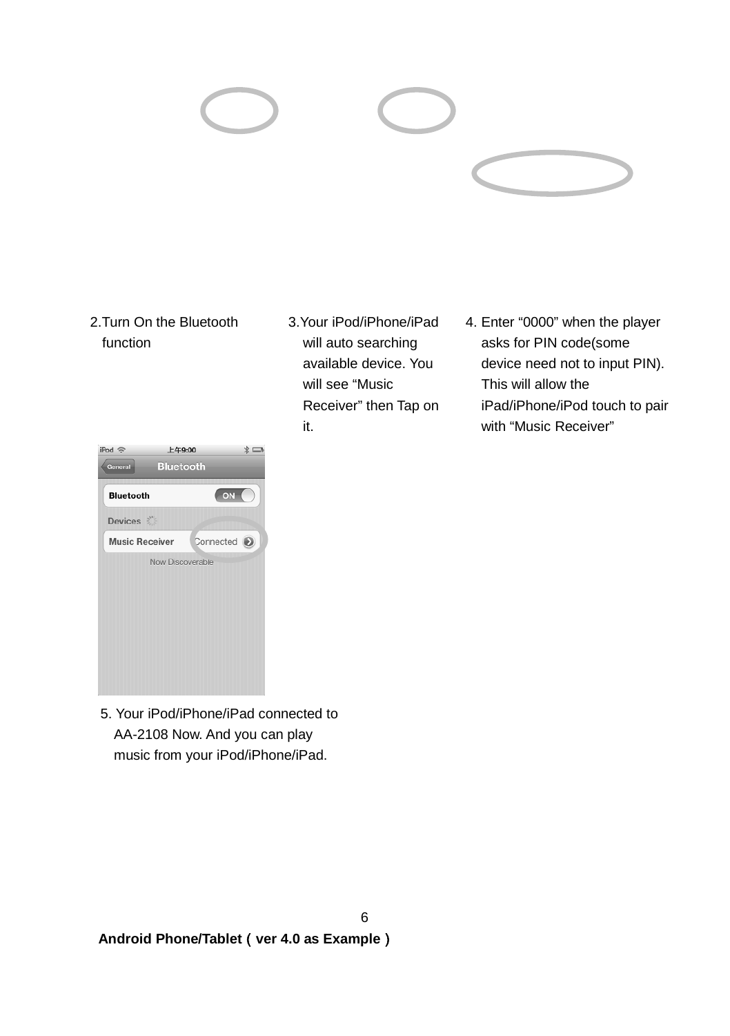2.Turn On the Bluetooth function

3.Your iPod/iPhone/iPad will auto searching available device. You will see “Music Receiver” then Tap on it.

4. Enter “0000” when the player asks for PIN code(some device need not to input PIN). This will allow the iPad/iPhone/iPod touch to pair with “Music Receiver”

5. Your iPod/iPhone/iPad connected to AA-2108 Now. And you can play music from your iPod/iPhone/iPad.

**Android Phone/Tablet（ver 4.0 as Example）**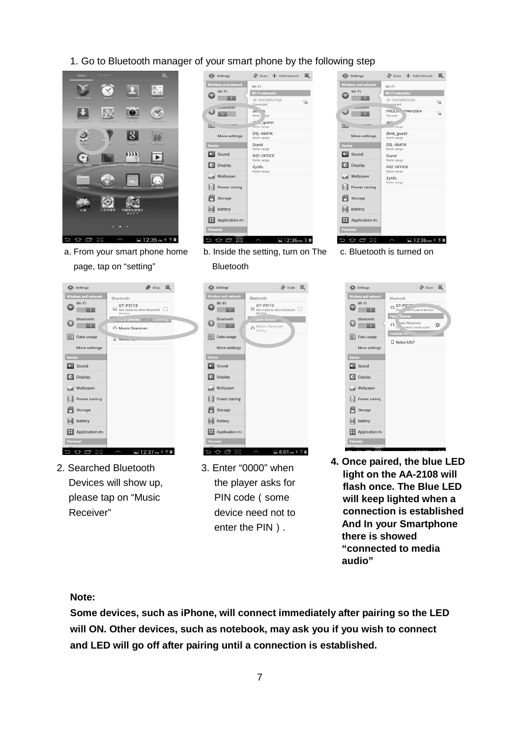1. Go to Bluetooth manager of your smart phone by the following step

a. From your smart phone home page, tap on “setting”

b. Inside the setting, turn on The Bluetooth

c. Bluetooth is turned on

2. Searched Bluetooth Devices will show up, please tap on “Music Receiver”

3. Enter “0000” when the player asks for PIN code ( some device need not to enter the PIN ) .

**4. Once paired, the blue LED light on the AA-2108 will flash once. The Blue LED will keep lighted when a connection is established And In your Smartphone there is showed “connected to media audio”**

**Note:**

**Some devices, such as iPhone, will connect immediately after pairing so the LED will ON. Other devices, such as notebook, may ask you if you wish to connect and LED will go off after pairing until a connection is established.**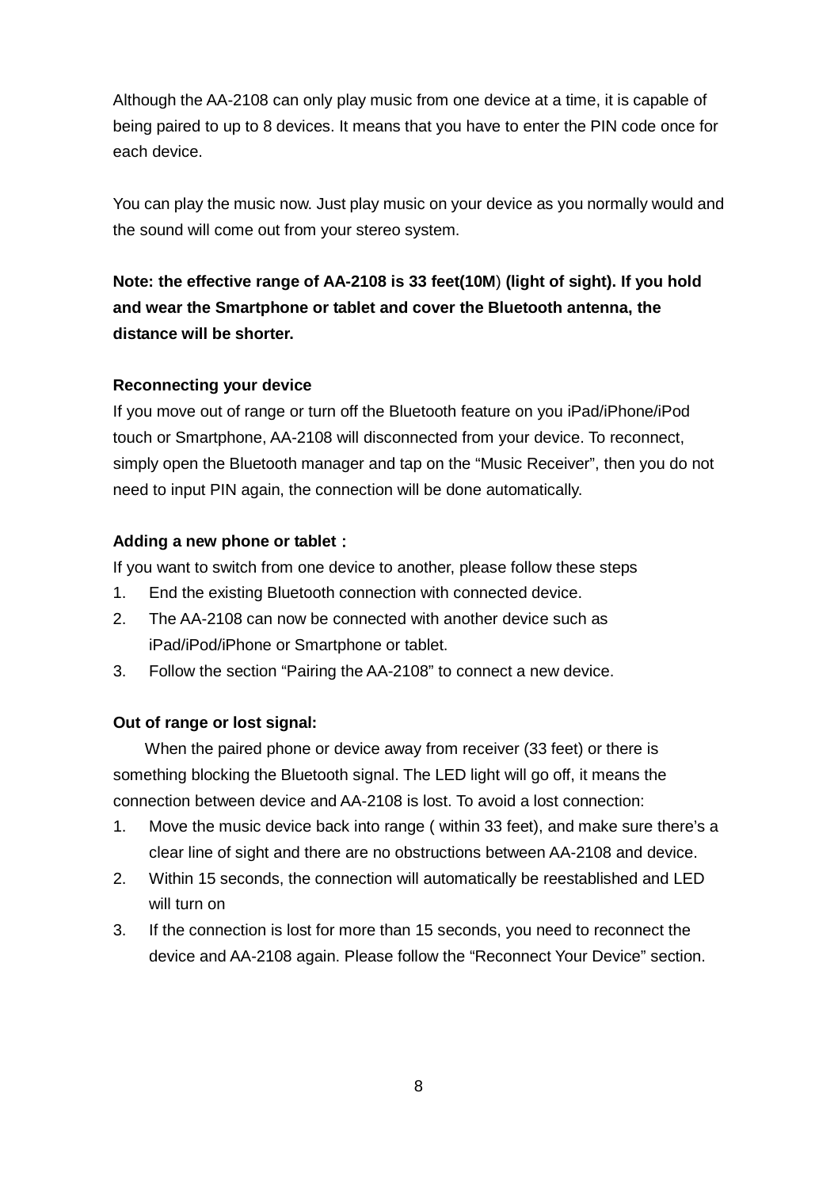Although the AA-2108 can only play music from one device at a time, it is capable of being paired to up to 8 devices. It means that you have to enter the PIN code once for each device.

You can play the music now. Just play music on your device as you normally would and the sound will come out from your stereo system.

**Note: the effective range of AA-2108 is 33 feet(10M) (light of sight). If you hold and wear the Smartphone or tablet and cover the Bluetooth antenna, the distance will be shorter.**

**Reconnecting your device**

If you move out of range or turn off the Bluetooth feature on you iPad/iPhone/iPod touch or Smartphone, AA-2108 will disconnected from your device. To reconnect, simply open the Bluetooth manager and tap on the “Music Receiver”, then you do not need to input PIN again, the connection will be done automatically.

**Adding a new phone or tablet：**

If you want to switch from one device to another, please follow these steps

1. End the existing Bluetooth connection with connected device.
2. The AA-2108 can now be connected with another device such as iPad/iPod/iPhone or Smartphone or tablet.
3. Follow the section “Pairing the AA-2108” to connect a new device.

**Out of range or lost signal:**

When the paired phone or device away from receiver (33 feet) or there is something blocking the Bluetooth signal. The LED light will go off, it means the connection between device and AA-2108 is lost. To avoid a lost connection:

1. Move the music device back into range ( within 33 feet), and make sure there’s a clear line of sight and there are no obstructions between AA-2108 and device.
2. Within 15 seconds, the connection will automatically be reestablished and LED will turn on
3. If the connection is lost for more than 15 seconds, you need to reconnect the device and AA-2108 again. Please follow the “Reconnect Your Device” section.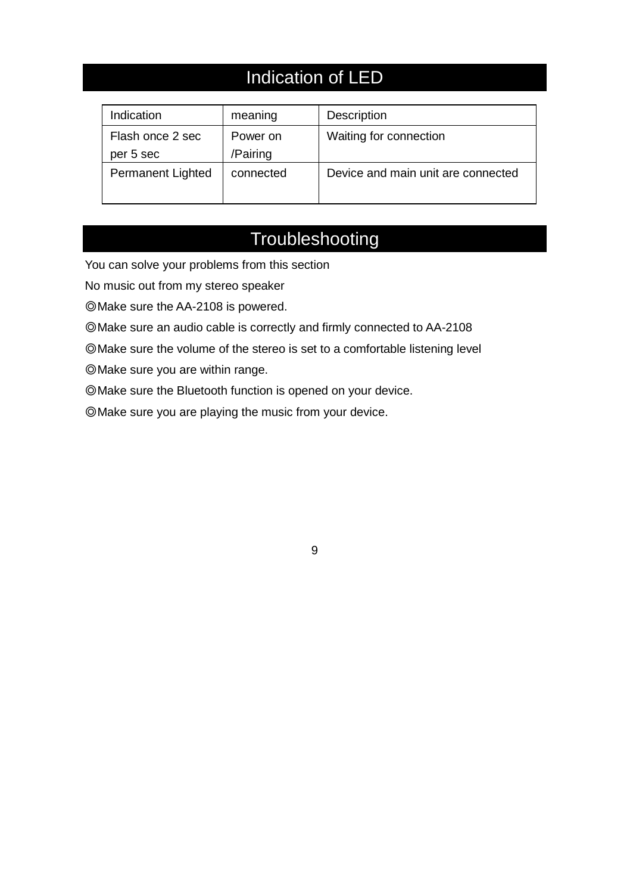## Indication of LED

| Indication | meaning | Description |
|---|---|---|
| Flash once 2 sec per 5 sec | Power on /Pairing | Waiting for connection |
| Permanent Lighted | connected | Device and main unit are connected |

## Troubleshooting

You can solve your problems from this section

No music out from my stereo speaker

◎Make sure the AA-2108 is powered.

◎Make sure an audio cable is correctly and firmly connected to AA-2108

◎Make sure the volume of the stereo is set to a comfortable listening level

◎Make sure you are within range.

◎Make sure the Bluetooth function is opened on your device.

◎Make sure you are playing the music from your device.